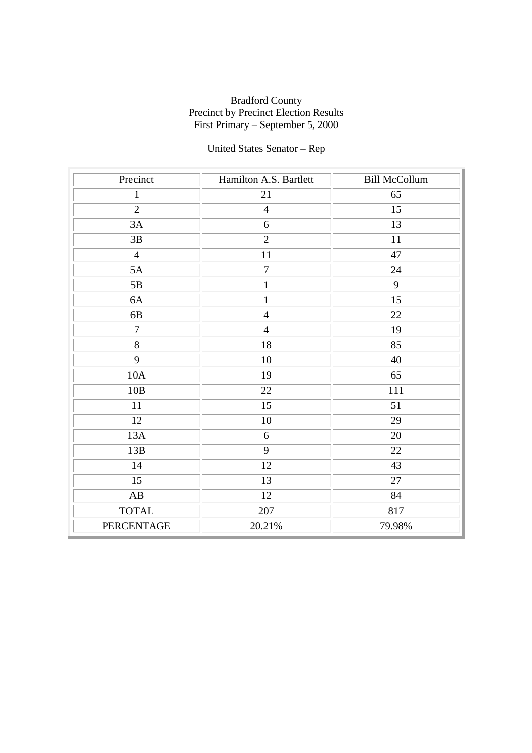Bradford County
Precinct by Precinct Election Results
First Primary – September 5, 2000

United States Senator – Rep

| Precinct | Hamilton A.S. Bartlett | Bill McCollum |
|---|---|---|
| 1 | 21 | 65 |
| 2 | 4 | 15 |
| 3A | 6 | 13 |
| 3B | 2 | 11 |
| 4 | 11 | 47 |
| 5A | 7 | 24 |
| 5B | 1 | 9 |
| 6A | 1 | 15 |
| 6B | 4 | 22 |
| 7 | 4 | 19 |
| 8 | 18 | 85 |
| 9 | 10 | 40 |
| 10A | 19 | 65 |
| 10B | 22 | 111 |
| 11 | 15 | 51 |
| 12 | 10 | 29 |
| 13A | 6 | 20 |
| 13B | 9 | 22 |
| 14 | 12 | 43 |
| 15 | 13 | 27 |
| AB | 12 | 84 |
| TOTAL | 207 | 817 |
| PERCENTAGE | 20.21% | 79.98% |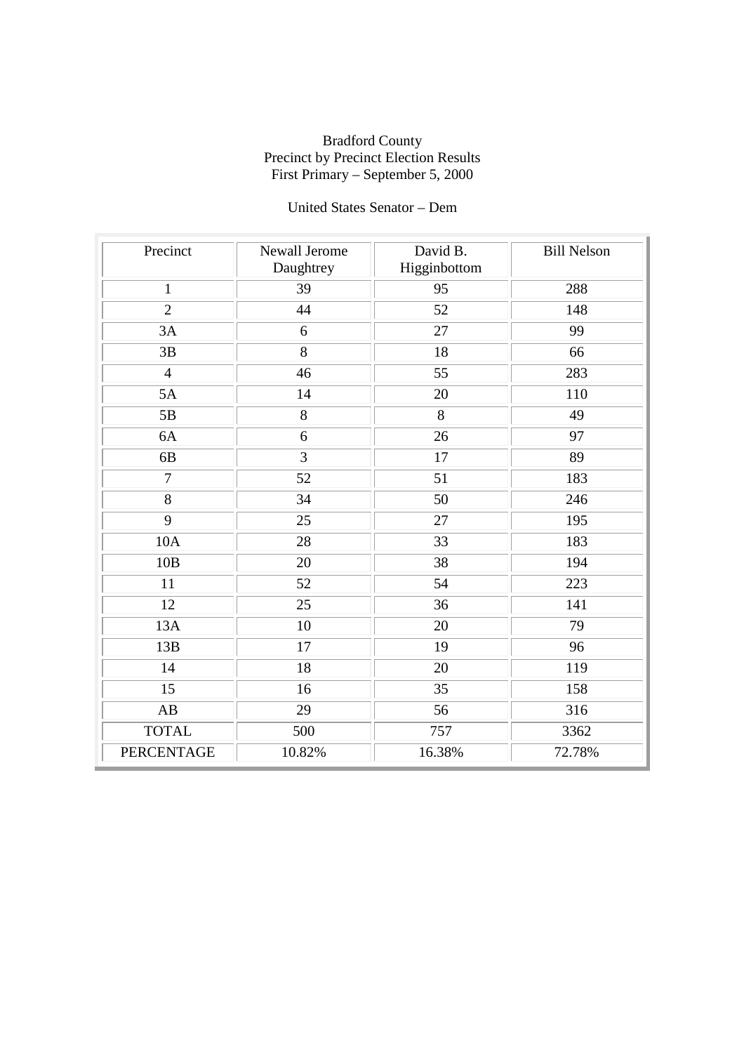Bradford County
Precinct by Precinct Election Results
First Primary – September 5, 2000

United States Senator – Dem

| Precinct | Newall Jerome Daughtrey | David B. Higginbottom | Bill Nelson |
|---|---|---|---|
| 1 | 39 | 95 | 288 |
| 2 | 44 | 52 | 148 |
| 3A | 6 | 27 | 99 |
| 3B | 8 | 18 | 66 |
| 4 | 46 | 55 | 283 |
| 5A | 14 | 20 | 110 |
| 5B | 8 | 8 | 49 |
| 6A | 6 | 26 | 97 |
| 6B | 3 | 17 | 89 |
| 7 | 52 | 51 | 183 |
| 8 | 34 | 50 | 246 |
| 9 | 25 | 27 | 195 |
| 10A | 28 | 33 | 183 |
| 10B | 20 | 38 | 194 |
| 11 | 52 | 54 | 223 |
| 12 | 25 | 36 | 141 |
| 13A | 10 | 20 | 79 |
| 13B | 17 | 19 | 96 |
| 14 | 18 | 20 | 119 |
| 15 | 16 | 35 | 158 |
| AB | 29 | 56 | 316 |
| TOTAL | 500 | 757 | 3362 |
| PERCENTAGE | 10.82% | 16.38% | 72.78% |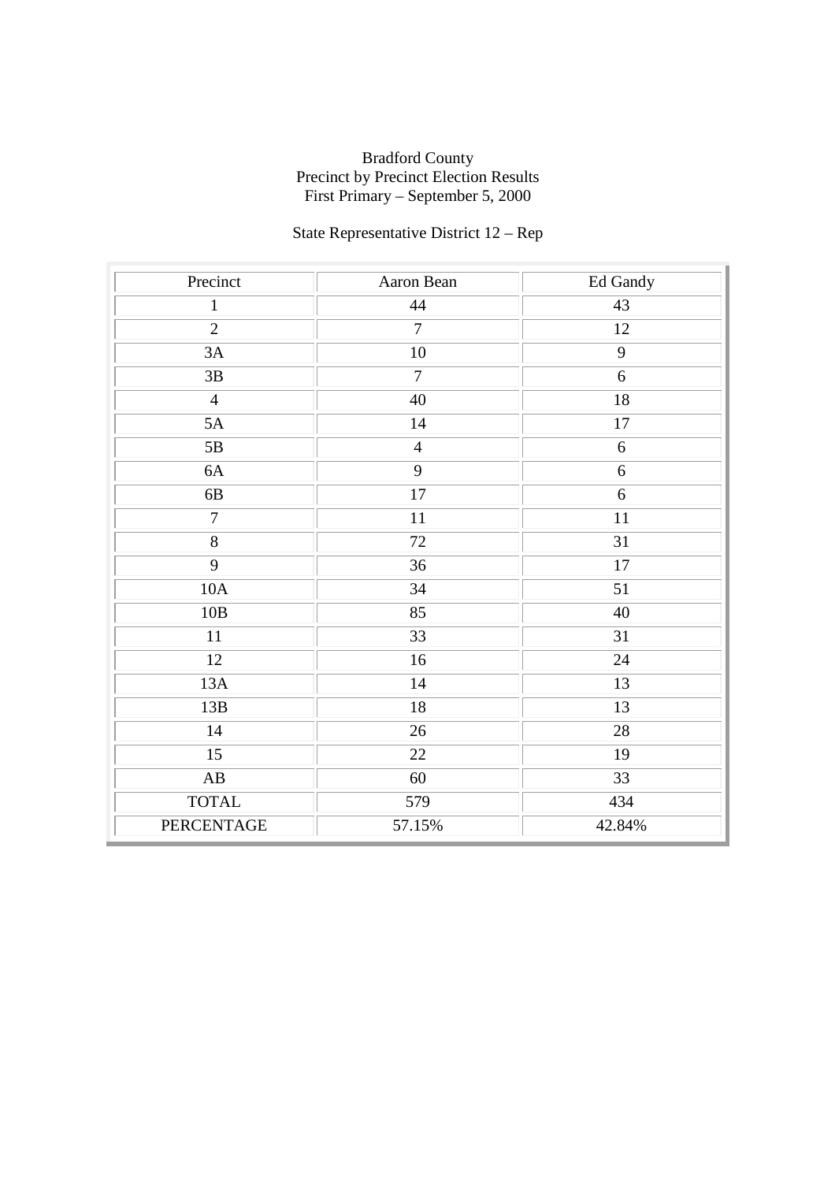Bradford County
Precinct by Precinct Election Results
First Primary – September 5, 2000

State Representative District 12 – Rep

| Precinct | Aaron Bean | Ed Gandy |
|---|---|---|
| 1 | 44 | 43 |
| 2 | 7 | 12 |
| 3A | 10 | 9 |
| 3B | 7 | 6 |
| 4 | 40 | 18 |
| 5A | 14 | 17 |
| 5B | 4 | 6 |
| 6A | 9 | 6 |
| 6B | 17 | 6 |
| 7 | 11 | 11 |
| 8 | 72 | 31 |
| 9 | 36 | 17 |
| 10A | 34 | 51 |
| 10B | 85 | 40 |
| 11 | 33 | 31 |
| 12 | 16 | 24 |
| 13A | 14 | 13 |
| 13B | 18 | 13 |
| 14 | 26 | 28 |
| 15 | 22 | 19 |
| AB | 60 | 33 |
| TOTAL | 579 | 434 |
| PERCENTAGE | 57.15% | 42.84% |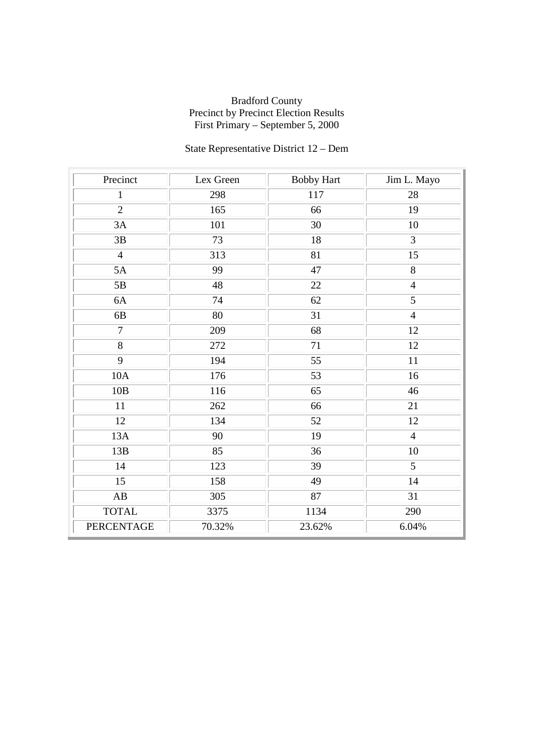Bradford County
Precinct by Precinct Election Results
First Primary – September 5, 2000

State Representative District 12 – Dem

| Precinct | Lex Green | Bobby Hart | Jim L. Mayo |
|---|---|---|---|
| 1 | 298 | 117 | 28 |
| 2 | 165 | 66 | 19 |
| 3A | 101 | 30 | 10 |
| 3B | 73 | 18 | 3 |
| 4 | 313 | 81 | 15 |
| 5A | 99 | 47 | 8 |
| 5B | 48 | 22 | 4 |
| 6A | 74 | 62 | 5 |
| 6B | 80 | 31 | 4 |
| 7 | 209 | 68 | 12 |
| 8 | 272 | 71 | 12 |
| 9 | 194 | 55 | 11 |
| 10A | 176 | 53 | 16 |
| 10B | 116 | 65 | 46 |
| 11 | 262 | 66 | 21 |
| 12 | 134 | 52 | 12 |
| 13A | 90 | 19 | 4 |
| 13B | 85 | 36 | 10 |
| 14 | 123 | 39 | 5 |
| 15 | 158 | 49 | 14 |
| AB | 305 | 87 | 31 |
| TOTAL | 3375 | 1134 | 290 |
| PERCENTAGE | 70.32% | 23.62% | 6.04% |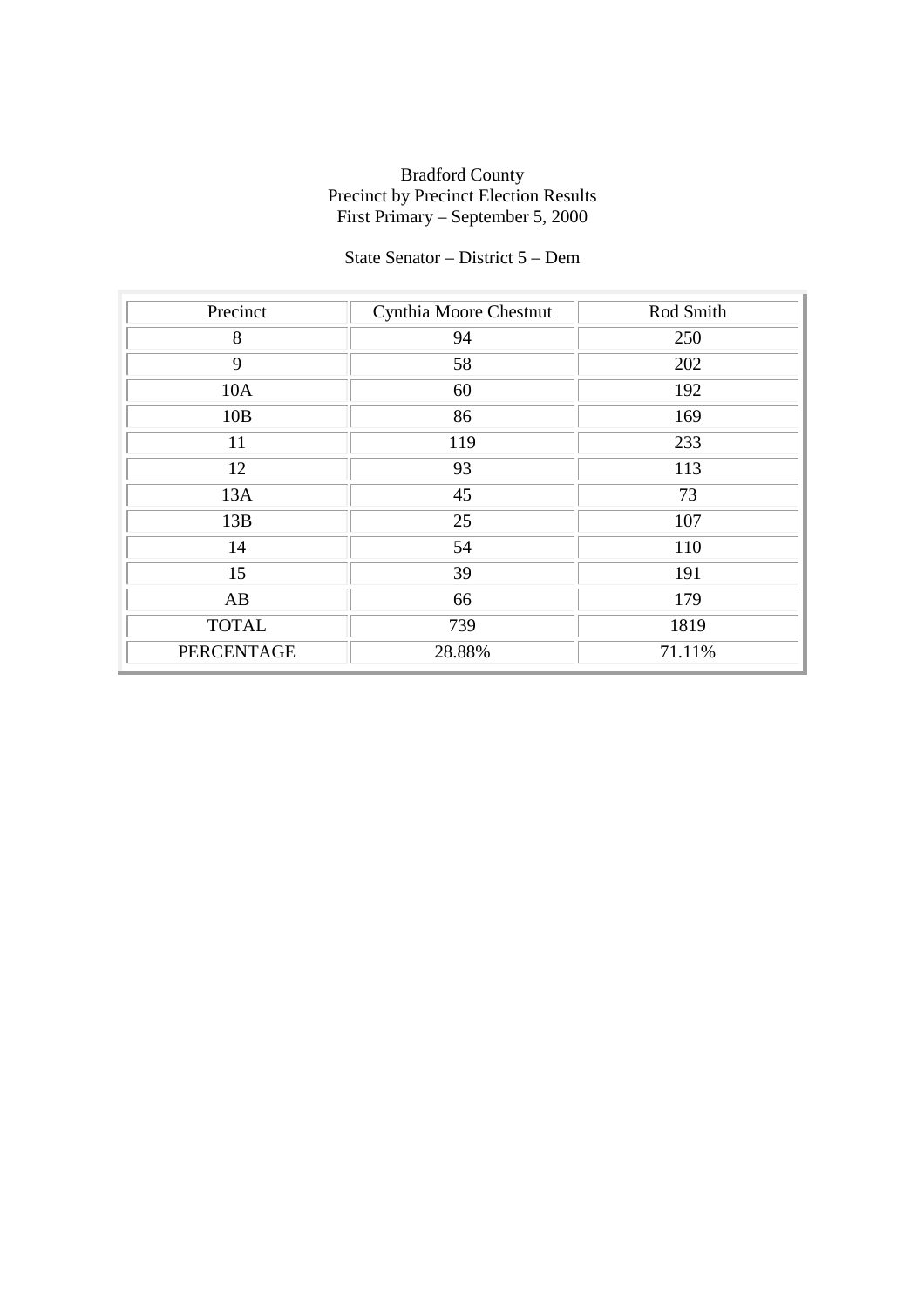Bradford County
Precinct by Precinct Election Results
First Primary – September 5, 2000

State Senator – District 5 – Dem

| Precinct | Cynthia Moore Chestnut | Rod Smith |
|---|---|---|
| 8 | 94 | 250 |
| 9 | 58 | 202 |
| 10A | 60 | 192 |
| 10B | 86 | 169 |
| 11 | 119 | 233 |
| 12 | 93 | 113 |
| 13A | 45 | 73 |
| 13B | 25 | 107 |
| 14 | 54 | 110 |
| 15 | 39 | 191 |
| AB | 66 | 179 |
| TOTAL | 739 | 1819 |
| PERCENTAGE | 28.88% | 71.11% |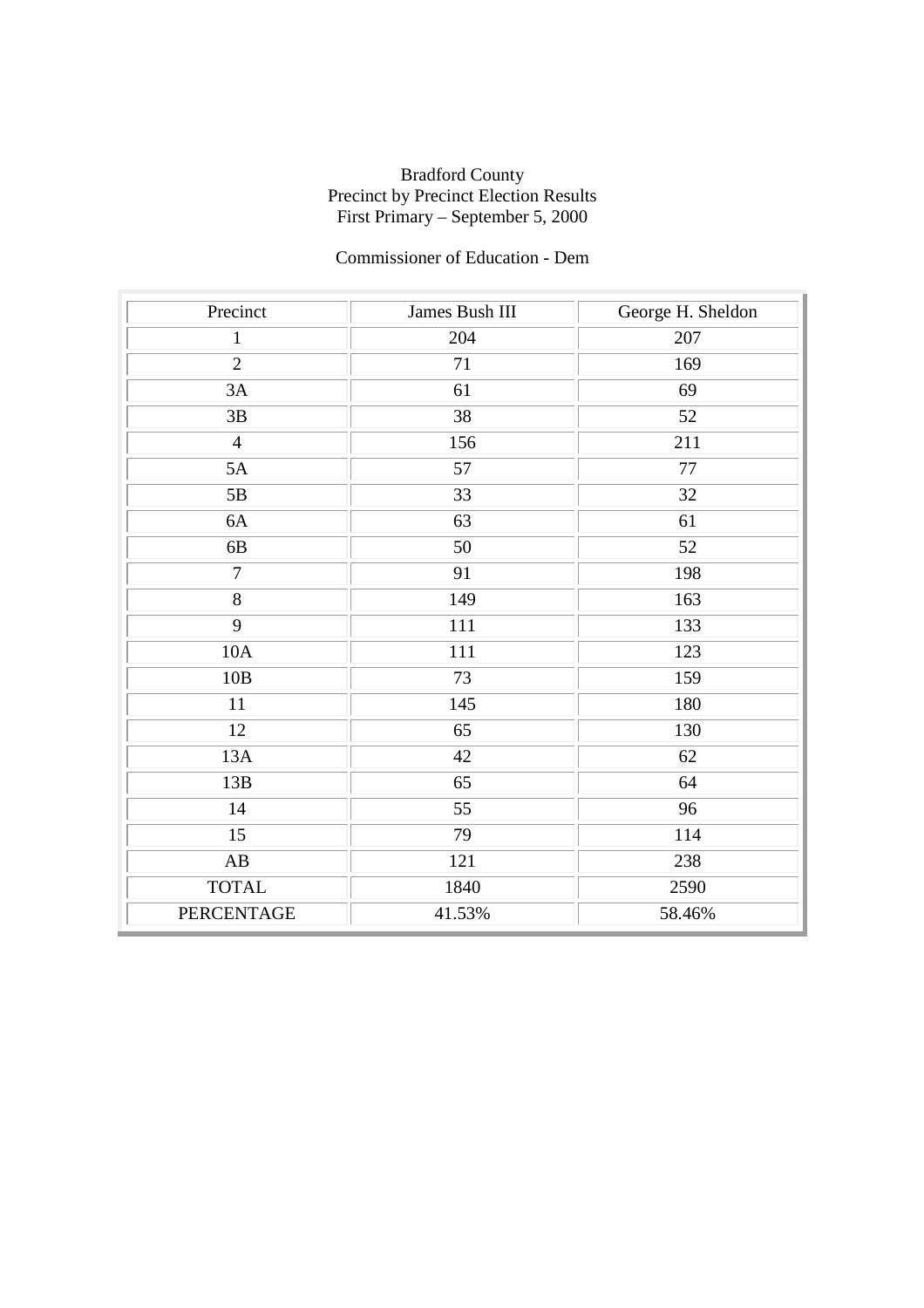Bradford County
Precinct by Precinct Election Results
First Primary – September 5, 2000

Commissioner of Education - Dem

| Precinct | James Bush III | George H. Sheldon |
|---|---|---|
| 1 | 204 | 207 |
| 2 | 71 | 169 |
| 3A | 61 | 69 |
| 3B | 38 | 52 |
| 4 | 156 | 211 |
| 5A | 57 | 77 |
| 5B | 33 | 32 |
| 6A | 63 | 61 |
| 6B | 50 | 52 |
| 7 | 91 | 198 |
| 8 | 149 | 163 |
| 9 | 111 | 133 |
| 10A | 111 | 123 |
| 10B | 73 | 159 |
| 11 | 145 | 180 |
| 12 | 65 | 130 |
| 13A | 42 | 62 |
| 13B | 65 | 64 |
| 14 | 55 | 96 |
| 15 | 79 | 114 |
| AB | 121 | 238 |
| TOTAL | 1840 | 2590 |
| PERCENTAGE | 41.53% | 58.46% |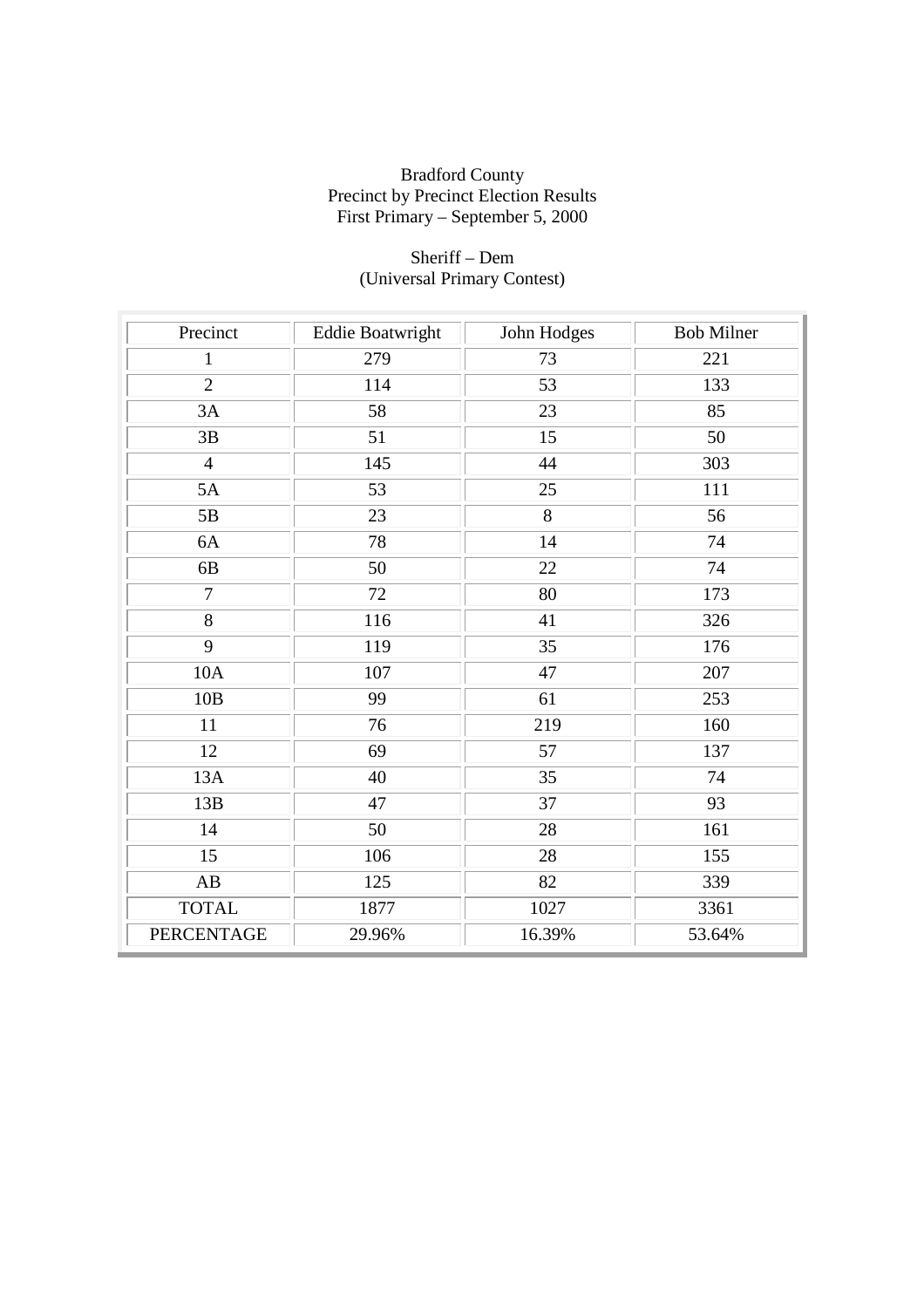Bradford County
Precinct by Precinct Election Results
First Primary – September 5, 2000

Sheriff – Dem
(Universal Primary Contest)

| Precinct | Eddie Boatwright | John Hodges | Bob Milner |
|---|---|---|---|
| 1 | 279 | 73 | 221 |
| 2 | 114 | 53 | 133 |
| 3A | 58 | 23 | 85 |
| 3B | 51 | 15 | 50 |
| 4 | 145 | 44 | 303 |
| 5A | 53 | 25 | 111 |
| 5B | 23 | 8 | 56 |
| 6A | 78 | 14 | 74 |
| 6B | 50 | 22 | 74 |
| 7 | 72 | 80 | 173 |
| 8 | 116 | 41 | 326 |
| 9 | 119 | 35 | 176 |
| 10A | 107 | 47 | 207 |
| 10B | 99 | 61 | 253 |
| 11 | 76 | 219 | 160 |
| 12 | 69 | 57 | 137 |
| 13A | 40 | 35 | 74 |
| 13B | 47 | 37 | 93 |
| 14 | 50 | 28 | 161 |
| 15 | 106 | 28 | 155 |
| AB | 125 | 82 | 339 |
| TOTAL | 1877 | 1027 | 3361 |
| PERCENTAGE | 29.96% | 16.39% | 53.64% |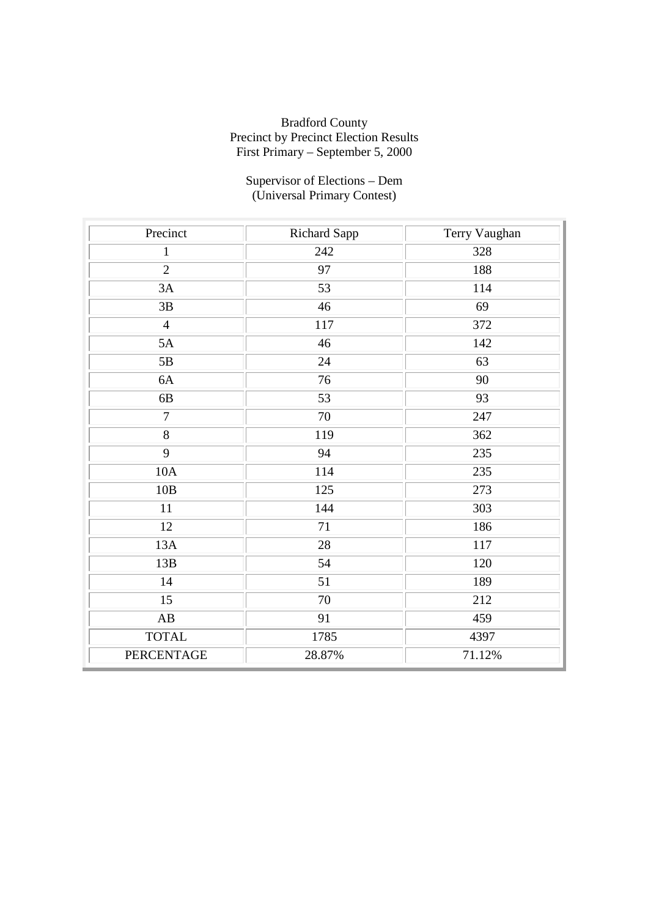Bradford County
Precinct by Precinct Election Results
First Primary – September 5, 2000

Supervisor of Elections – Dem
(Universal Primary Contest)

| Precinct | Richard Sapp | Terry Vaughan |
|---|---|---|
| 1 | 242 | 328 |
| 2 | 97 | 188 |
| 3A | 53 | 114 |
| 3B | 46 | 69 |
| 4 | 117 | 372 |
| 5A | 46 | 142 |
| 5B | 24 | 63 |
| 6A | 76 | 90 |
| 6B | 53 | 93 |
| 7 | 70 | 247 |
| 8 | 119 | 362 |
| 9 | 94 | 235 |
| 10A | 114 | 235 |
| 10B | 125 | 273 |
| 11 | 144 | 303 |
| 12 | 71 | 186 |
| 13A | 28 | 117 |
| 13B | 54 | 120 |
| 14 | 51 | 189 |
| 15 | 70 | 212 |
| AB | 91 | 459 |
| TOTAL | 1785 | 4397 |
| PERCENTAGE | 28.87% | 71.12% |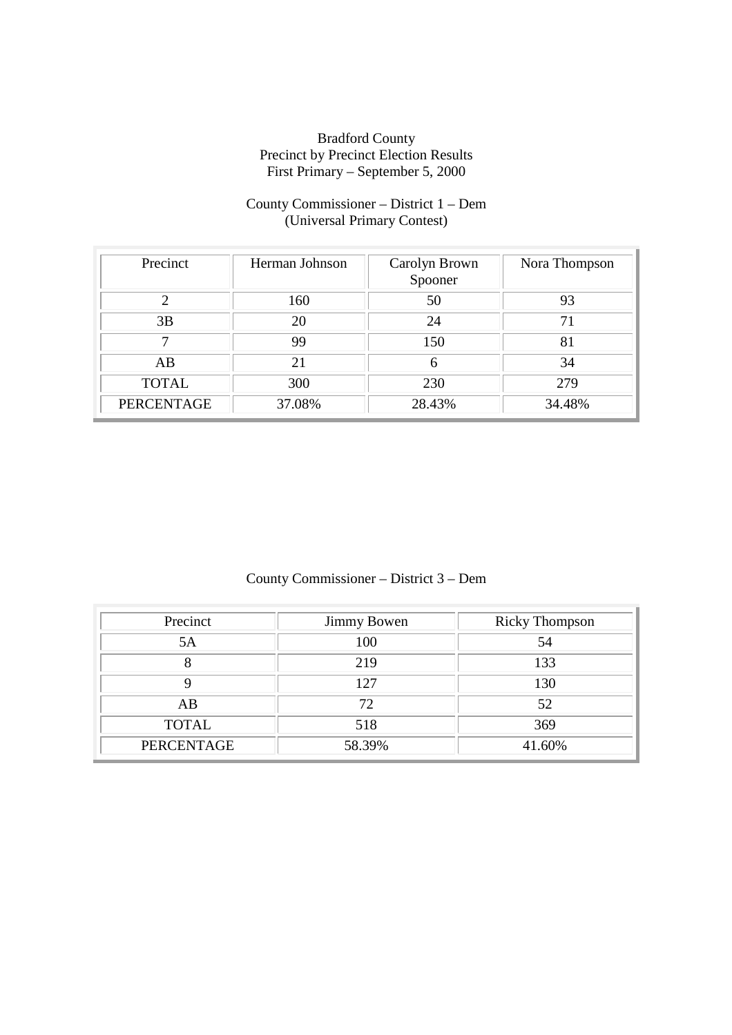Bradford County
Precinct by Precinct Election Results
First Primary – September 5, 2000

County Commissioner – District 1 – Dem
(Universal Primary Contest)

| Precinct | Herman Johnson | Carolyn Brown Spooner | Nora Thompson |
|---|---|---|---|
| 2 | 160 | 50 | 93 |
| 3B | 20 | 24 | 71 |
| 7 | 99 | 150 | 81 |
| AB | 21 | 6 | 34 |
| TOTAL | 300 | 230 | 279 |
| PERCENTAGE | 37.08% | 28.43% | 34.48% |

County Commissioner – District 3 – Dem

| Precinct | Jimmy Bowen | Ricky Thompson |
|---|---|---|
| 5A | 100 | 54 |
| 8 | 219 | 133 |
| 9 | 127 | 130 |
| AB | 72 | 52 |
| TOTAL | 518 | 369 |
| PERCENTAGE | 58.39% | 41.60% |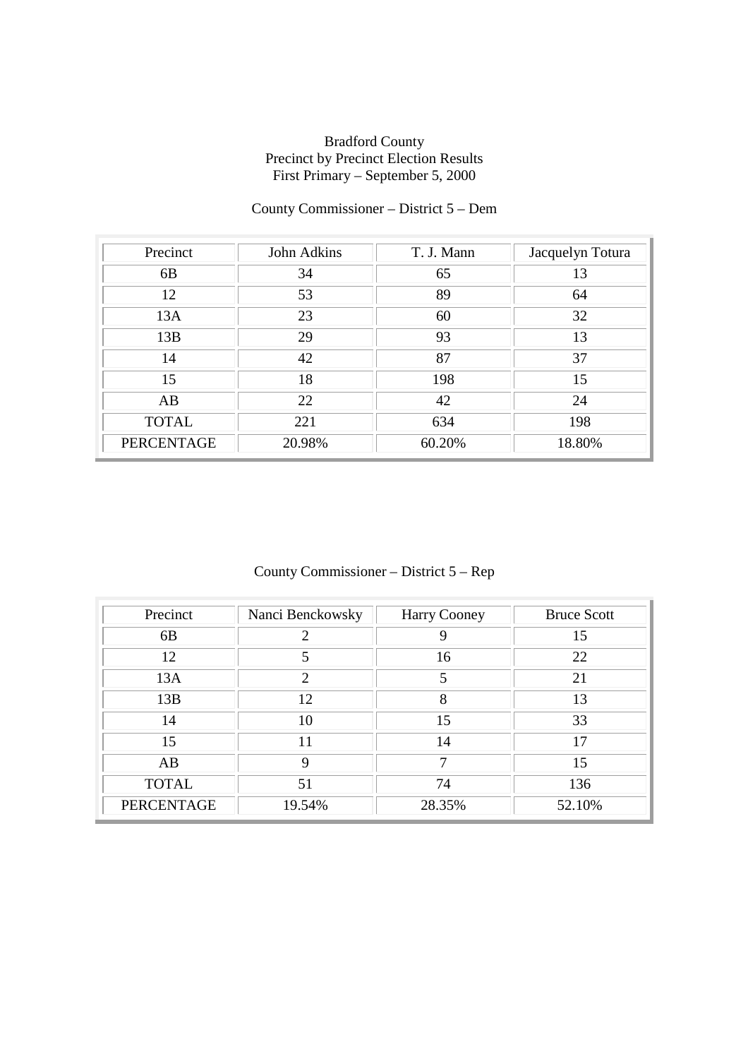Bradford County
Precinct by Precinct Election Results
First Primary – September 5, 2000

County Commissioner – District 5 – Dem

| Precinct | John Adkins | T. J. Mann | Jacquelyn Totura |
|---|---|---|---|
| 6B | 34 | 65 | 13 |
| 12 | 53 | 89 | 64 |
| 13A | 23 | 60 | 32 |
| 13B | 29 | 93 | 13 |
| 14 | 42 | 87 | 37 |
| 15 | 18 | 198 | 15 |
| AB | 22 | 42 | 24 |
| TOTAL | 221 | 634 | 198 |
| PERCENTAGE | 20.98% | 60.20% | 18.80% |

County Commissioner – District 5 – Rep

| Precinct | Nanci Benckowsky | Harry Cooney | Bruce Scott |
|---|---|---|---|
| 6B | 2 | 9 | 15 |
| 12 | 5 | 16 | 22 |
| 13A | 2 | 5 | 21 |
| 13B | 12 | 8 | 13 |
| 14 | 10 | 15 | 33 |
| 15 | 11 | 14 | 17 |
| AB | 9 | 7 | 15 |
| TOTAL | 51 | 74 | 136 |
| PERCENTAGE | 19.54% | 28.35% | 52.10% |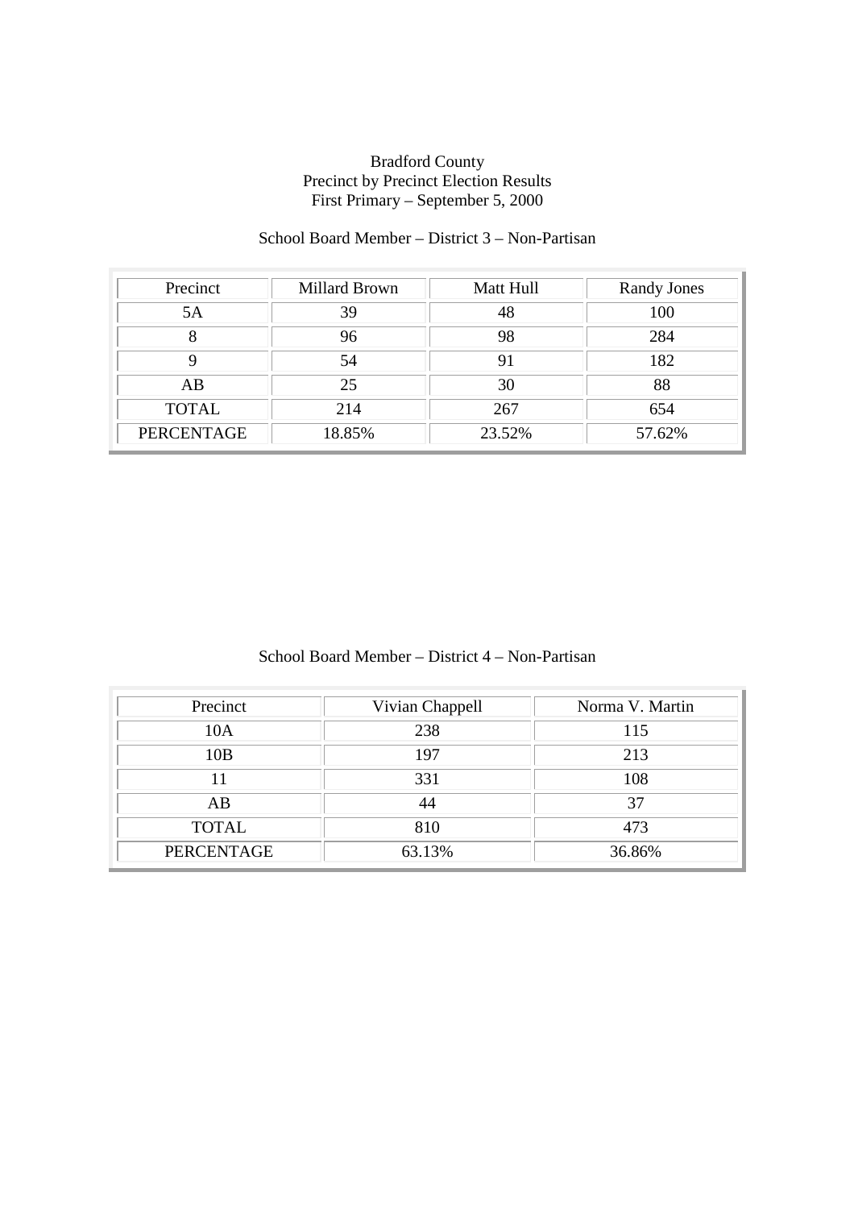Bradford County
Precinct by Precinct Election Results
First Primary – September 5, 2000

School Board Member – District 3 – Non-Partisan

| Precinct | Millard Brown | Matt Hull | Randy Jones |
|---|---|---|---|
| 5A | 39 | 48 | 100 |
| 8 | 96 | 98 | 284 |
| 9 | 54 | 91 | 182 |
| AB | 25 | 30 | 88 |
| TOTAL | 214 | 267 | 654 |
| PERCENTAGE | 18.85% | 23.52% | 57.62% |

School Board Member – District 4 – Non-Partisan

| Precinct | Vivian Chappell | Norma V. Martin |
|---|---|---|
| 10A | 238 | 115 |
| 10B | 197 | 213 |
| 11 | 331 | 108 |
| AB | 44 | 37 |
| TOTAL | 810 | 473 |
| PERCENTAGE | 63.13% | 36.86% |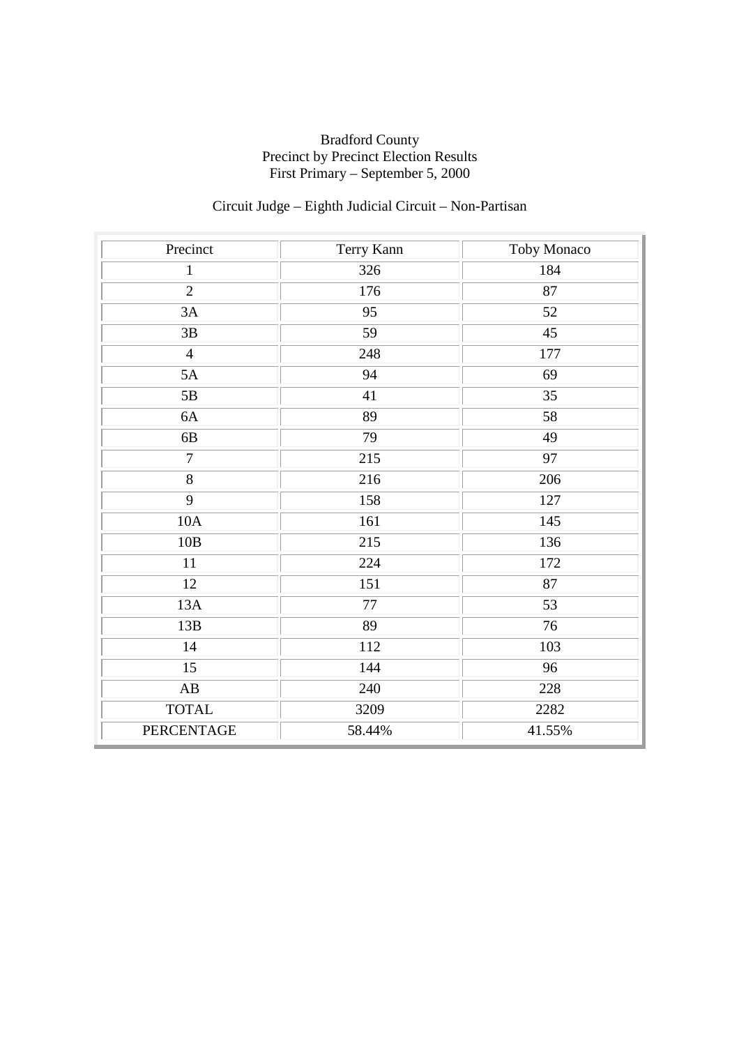Bradford County
Precinct by Precinct Election Results
First Primary – September 5, 2000

Circuit Judge – Eighth Judicial Circuit – Non-Partisan

| Precinct | Terry Kann | Toby Monaco |
|---|---|---|
| 1 | 326 | 184 |
| 2 | 176 | 87 |
| 3A | 95 | 52 |
| 3B | 59 | 45 |
| 4 | 248 | 177 |
| 5A | 94 | 69 |
| 5B | 41 | 35 |
| 6A | 89 | 58 |
| 6B | 79 | 49 |
| 7 | 215 | 97 |
| 8 | 216 | 206 |
| 9 | 158 | 127 |
| 10A | 161 | 145 |
| 10B | 215 | 136 |
| 11 | 224 | 172 |
| 12 | 151 | 87 |
| 13A | 77 | 53 |
| 13B | 89 | 76 |
| 14 | 112 | 103 |
| 15 | 144 | 96 |
| AB | 240 | 228 |
| TOTAL | 3209 | 2282 |
| PERCENTAGE | 58.44% | 41.55% |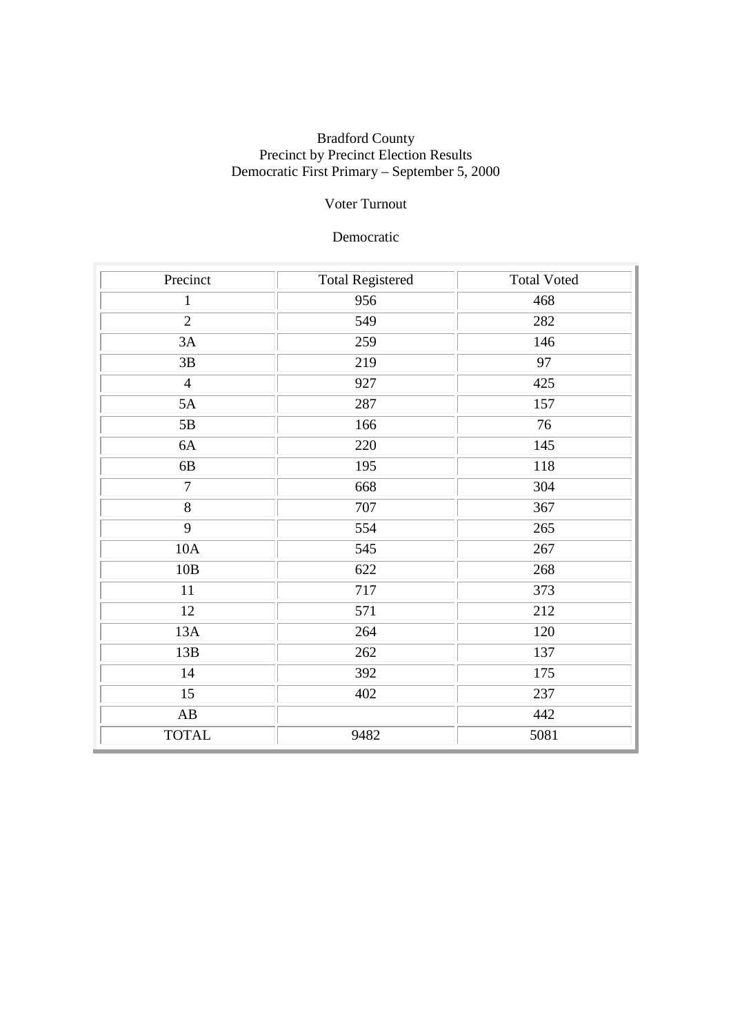Bradford County
Precinct by Precinct Election Results
Democratic First Primary – September 5, 2000

Voter Turnout

Democratic

| Precinct | Total Registered | Total Voted |
|---|---|---|
| 1 | 956 | 468 |
| 2 | 549 | 282 |
| 3A | 259 | 146 |
| 3B | 219 | 97 |
| 4 | 927 | 425 |
| 5A | 287 | 157 |
| 5B | 166 | 76 |
| 6A | 220 | 145 |
| 6B | 195 | 118 |
| 7 | 668 | 304 |
| 8 | 707 | 367 |
| 9 | 554 | 265 |
| 10A | 545 | 267 |
| 10B | 622 | 268 |
| 11 | 717 | 373 |
| 12 | 571 | 212 |
| 13A | 264 | 120 |
| 13B | 262 | 137 |
| 14 | 392 | 175 |
| 15 | 402 | 237 |
| AB | | 442 |
| TOTAL | 9482 | 5081 |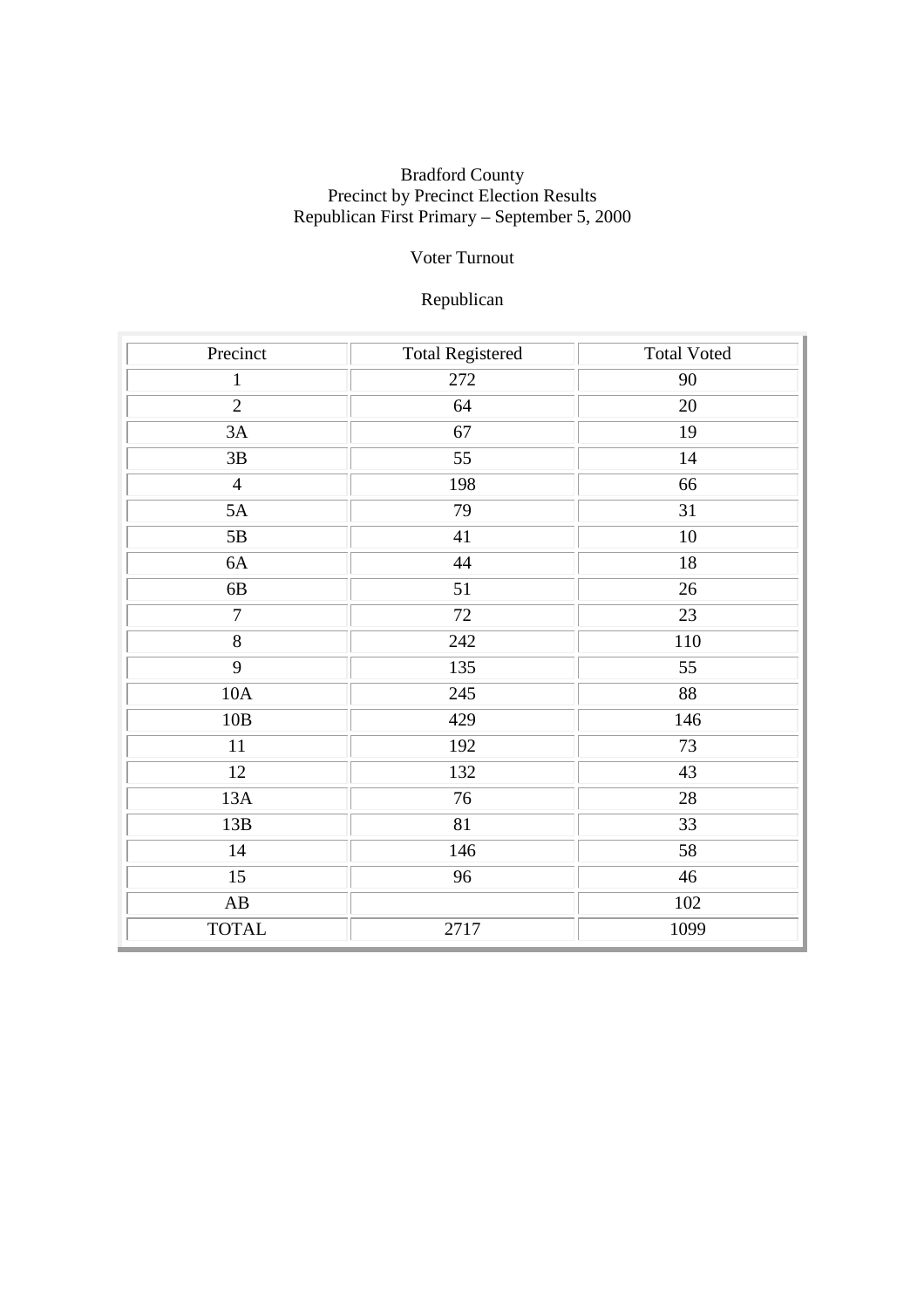Bradford County
Precinct by Precinct Election Results
Republican First Primary – September 5, 2000

Voter Turnout

Republican

| Precinct | Total Registered | Total Voted |
|---|---|---|
| 1 | 272 | 90 |
| 2 | 64 | 20 |
| 3A | 67 | 19 |
| 3B | 55 | 14 |
| 4 | 198 | 66 |
| 5A | 79 | 31 |
| 5B | 41 | 10 |
| 6A | 44 | 18 |
| 6B | 51 | 26 |
| 7 | 72 | 23 |
| 8 | 242 | 110 |
| 9 | 135 | 55 |
| 10A | 245 | 88 |
| 10B | 429 | 146 |
| 11 | 192 | 73 |
| 12 | 132 | 43 |
| 13A | 76 | 28 |
| 13B | 81 | 33 |
| 14 | 146 | 58 |
| 15 | 96 | 46 |
| AB | | 102 |
| TOTAL | 2717 | 1099 |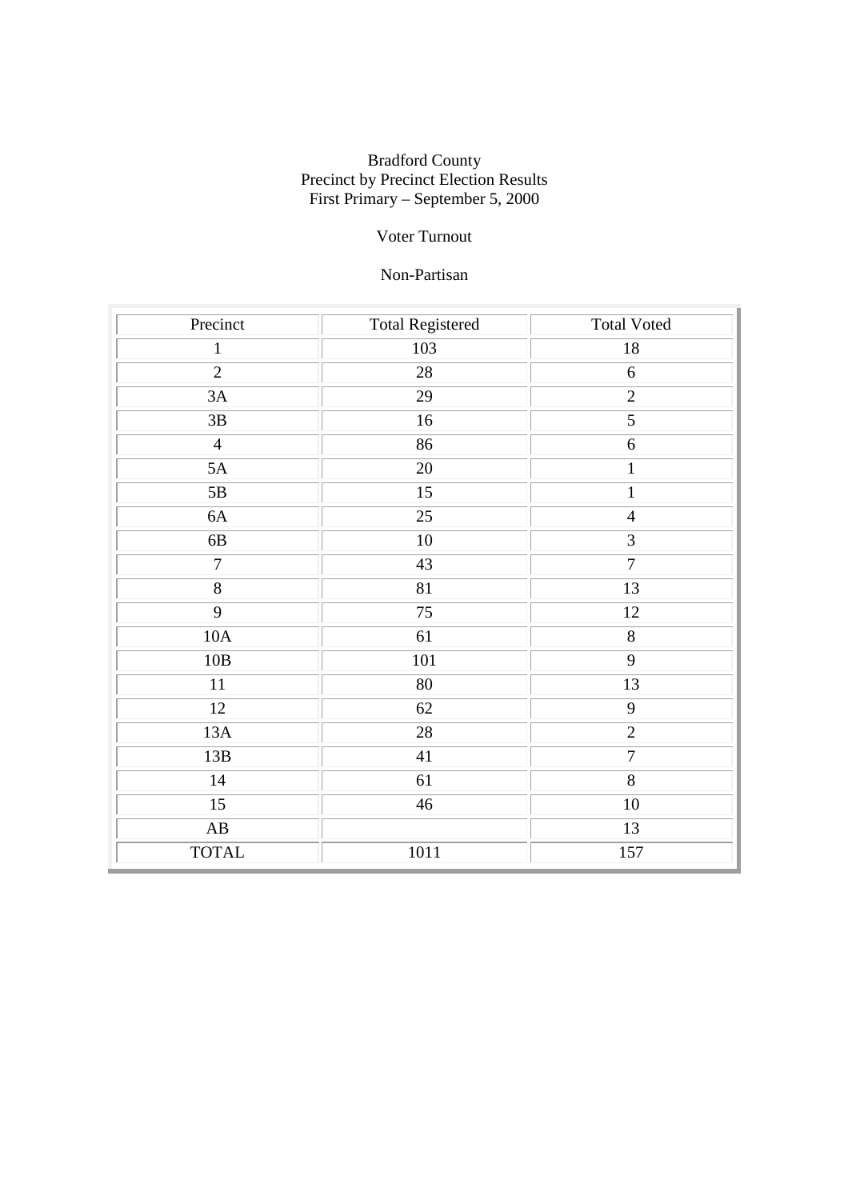Bradford County
Precinct by Precinct Election Results
First Primary – September 5, 2000

Voter Turnout

Non-Partisan

| Precinct | Total Registered | Total Voted |
|---|---|---|
| 1 | 103 | 18 |
| 2 | 28 | 6 |
| 3A | 29 | 2 |
| 3B | 16 | 5 |
| 4 | 86 | 6 |
| 5A | 20 | 1 |
| 5B | 15 | 1 |
| 6A | 25 | 4 |
| 6B | 10 | 3 |
| 7 | 43 | 7 |
| 8 | 81 | 13 |
| 9 | 75 | 12 |
| 10A | 61 | 8 |
| 10B | 101 | 9 |
| 11 | 80 | 13 |
| 12 | 62 | 9 |
| 13A | 28 | 2 |
| 13B | 41 | 7 |
| 14 | 61 | 8 |
| 15 | 46 | 10 |
| AB | | 13 |
| TOTAL | 1011 | 157 |